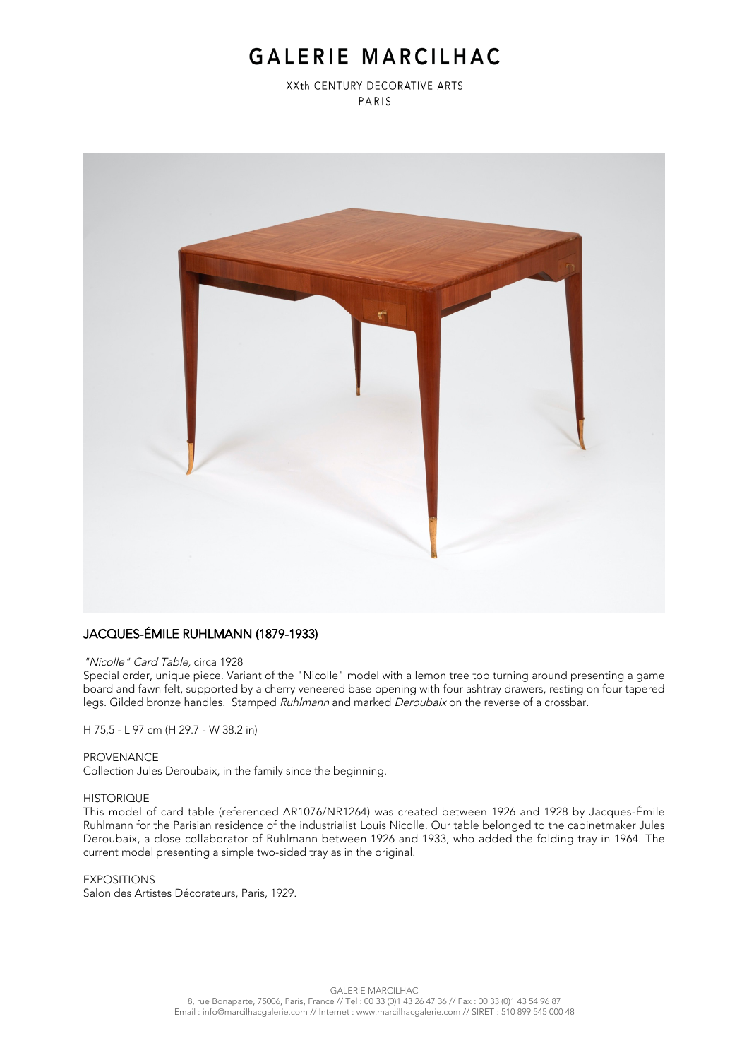# GALERIE MARCILHAC

XXth CENTURY DECORATIVE ARTS
PARIS

## JACQUES-ÉMILE RUHLMANN (1879-1933)

*"Nicolle" Card Table,* circa 1928

Special order, unique piece. Variant of the "Nicolle" model with a lemon tree top turning around presenting a game board and fawn felt, supported by a cherry veneered base opening with four ashtray drawers, resting on four tapered legs. Gilded bronze handles. Stamped *Ruhlmann* and marked *Deroubaix* on the reverse of a crossbar.

H 75,5 - L 97 cm (H 29.7 - W 38.2 in)

PROVENANCE
Collection Jules Deroubaix, in the family since the beginning.

HISTORIQUE
This model of card table (referenced AR1076/NR1264) was created between 1926 and 1928 by Jacques-Émile Ruhlmann for the Parisian residence of the industrialist Louis Nicolle. Our table belonged to the cabinetmaker Jules Deroubaix, a close collaborator of Ruhlmann between 1926 and 1933, who added the folding tray in 1964. The current model presenting a simple two-sided tray as in the original.

EXPOSITIONS
Salon des Artistes Décorateurs, Paris, 1929.

GALERIE MARCILHAC
8, rue Bonaparte, 75006, Paris, France // Tel : 00 33 (0)1 43 26 47 36 // Fax : 00 33 (0)1 43 54 96 87
Email : info@marcilhacgalerie.com // Internet : www.marcilhacgalerie.com // SIRET : 510 899 545 000 48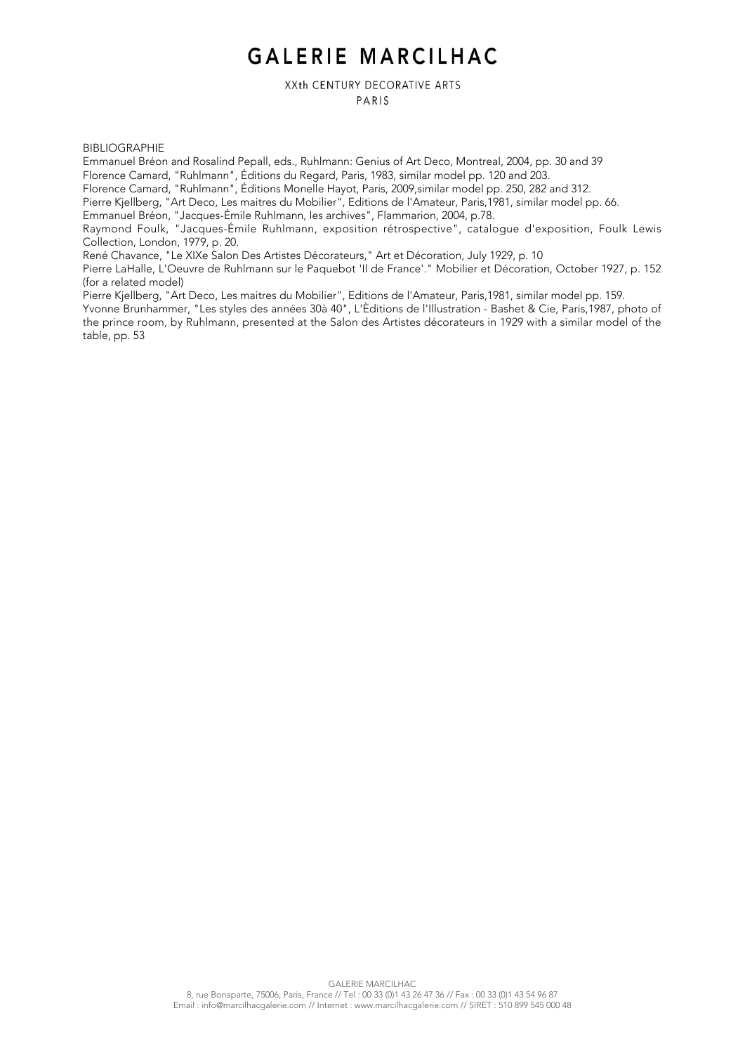BIBLIOGRAPHIE

Emmanuel Bréon and Rosalind Pepall, eds., Ruhlmann: Genius of Art Deco, Montreal, 2004, pp. 30 and 39

Florence Camard, "Ruhlmann", Éditions du Regard, Paris, 1983, similar model pp. 120 and 203.

Florence Camard, "Ruhlmann", Éditions Monelle Hayot, Paris, 2009,similar model pp. 250, 282 and 312.

Pierre Kjellberg, "Art Deco, Les maitres du Mobilier", Editions de l'Amateur, Paris,1981, similar model pp. 66.

Emmanuel Bréon, "Jacques-Émile Ruhlmann, les archives", Flammarion, 2004, p.78.

Raymond Foulk, "Jacques-Émile Ruhlmann, exposition rétrospective", catalogue d'exposition, Foulk Lewis Collection, London, 1979, p. 20.

René Chavance, "Le XIXe Salon Des Artistes Décorateurs," Art et Décoration, July 1929, p. 10

Pierre LaHalle, L'Oeuvre de Ruhlmann sur le Paquebot 'Il de France'." Mobilier et Décoration, October 1927, p. 152 (for a related model)

Pierre Kjellberg, "Art Deco, Les maitres du Mobilier", Editions de l'Amateur, Paris,1981, similar model pp. 159.

Yvonne Brunhammer, "Les styles des années 30à 40", L'Èditions de l'Illustration - Bashet & Cie, Paris,1987, photo of the prince room, by Ruhlmann, presented at the Salon des Artistes décorateurs in 1929 with a similar model of the table, pp. 53